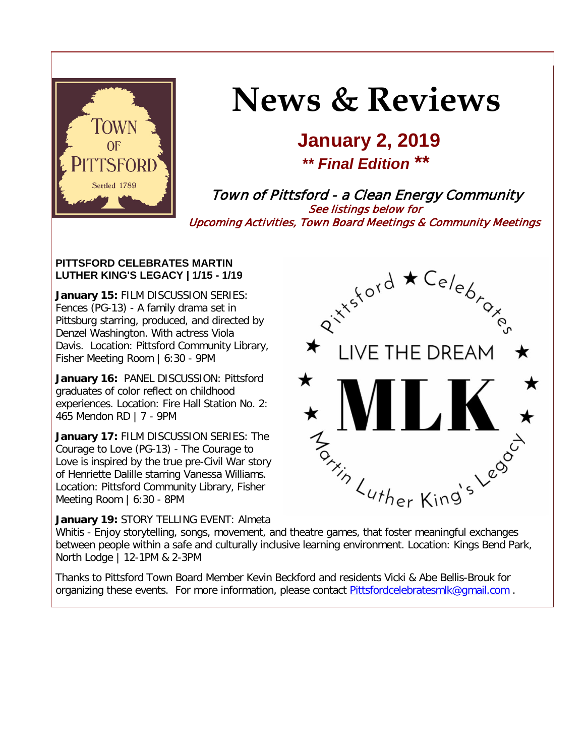# News & Reviews

## January 2, 2019

***\*\* Final Edition \*\****

*Town of Pittsford - a Clean Energy Community*

*See listings below for*
*Upcoming Activities, Town Board Meetings & Community Meetings*

**PITTSFORD CELEBRATES MARTIN LUTHER KING'S LEGACY | 1/15 - 1/19**

**January 15:** FILM DISCUSSION SERIES: Fences (PG-13) - A family drama set in Pittsburg starring, produced, and directed by Denzel Washington. With actress Viola Davis. Location: Pittsford Community Library, Fisher Meeting Room | 6:30 - 9PM

**January 16:** PANEL DISCUSSION: Pittsford graduates of color reflect on childhood experiences. Location: Fire Hall Station No. 2: 465 Mendon RD | 7 - 9PM

**January 17:** FILM DISCUSSION SERIES: The Courage to Love (PG-13) - The Courage to Love is inspired by the true pre-Civil War story of Henriette Dalille starring Vanessa Williams. Location: Pittsford Community Library, Fisher Meeting Room | 6:30 - 8PM

**January 19:** STORY TELLING EVENT: Almeta Whitis - Enjoy storytelling, songs, movement, and theatre games, that foster meaningful exchanges between people within a safe and culturally inclusive learning environment. Location: Kings Bend Park, North Lodge | 12-1PM & 2-3PM

Thanks to Pittsford Town Board Member Kevin Beckford and residents Vicki & Abe Bellis-Brouk for organizing these events. For more information, please contact Pittsfordcelebratesmlk@gmail.com .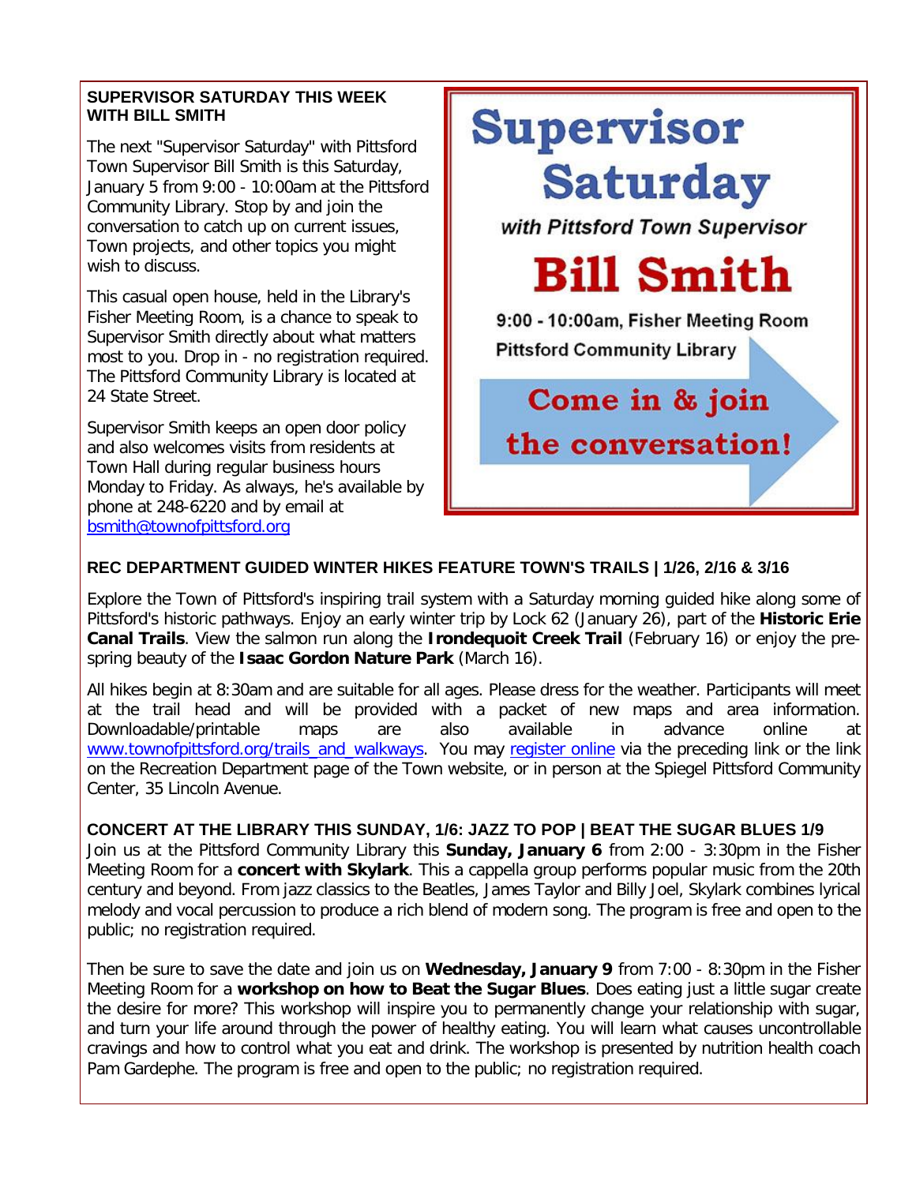**SUPERVISOR SATURDAY THIS WEEK WITH BILL SMITH**

The next "Supervisor Saturday" with Pittsford Town Supervisor Bill Smith is this Saturday, January 5 from 9:00 - 10:00am at the Pittsford Community Library. Stop by and join the conversation to catch up on current issues, Town projects, and other topics you might wish to discuss.

This casual open house, held in the Library's Fisher Meeting Room, is a chance to speak to Supervisor Smith directly about what matters most to you. Drop in - no registration required. The Pittsford Community Library is located at 24 State Street.

Supervisor Smith keeps an open door policy and also welcomes visits from residents at Town Hall during regular business hours Monday to Friday. As always, he's available by phone at 248-6220 and by email at bsmith@townofpittsford.org

**Supervisor Saturday**

*with Pittsford Town Supervisor*

**Bill Smith**

9:00 - 10:00am, Fisher Meeting Room

Pittsford Community Library

**Come in & join the conversation!**

**REC DEPARTMENT GUIDED WINTER HIKES FEATURE TOWN'S TRAILS | 1/26, 2/16 & 3/16**

Explore the Town of Pittsford's inspiring trail system with a Saturday morning guided hike along some of Pittsford's historic pathways. Enjoy an early winter trip by Lock 62 (January 26), part of the **Historic Erie Canal Trails**. View the salmon run along the **Irondequoit Creek Trail** (February 16) or enjoy the pre-spring beauty of the **Isaac Gordon Nature Park** (March 16).

All hikes begin at 8:30am and are suitable for all ages. Please dress for the weather. Participants will meet at the trail head and will be provided with a packet of new maps and area information. Downloadable/printable maps are also available in advance online at www.townofpittsford.org/trails_and_walkways. You may register online via the preceding link or the link on the Recreation Department page of the Town website, or in person at the Spiegel Pittsford Community Center, 35 Lincoln Avenue.

**CONCERT AT THE LIBRARY THIS SUNDAY, 1/6: JAZZ TO POP | BEAT THE SUGAR BLUES 1/9**

Join us at the Pittsford Community Library this **Sunday, January 6** from 2:00 - 3:30pm in the Fisher Meeting Room for a **concert with Skylark**. This a cappella group performs popular music from the 20th century and beyond. From jazz classics to the Beatles, James Taylor and Billy Joel, Skylark combines lyrical melody and vocal percussion to produce a rich blend of modern song. The program is free and open to the public; no registration required.

Then be sure to save the date and join us on **Wednesday, January 9** from 7:00 - 8:30pm in the Fisher Meeting Room for a **workshop on how to Beat the Sugar Blues**. Does eating just a little sugar create the desire for more? This workshop will inspire you to permanently change your relationship with sugar, and turn your life around through the power of healthy eating. You will learn what causes uncontrollable cravings and how to control what you eat and drink. The workshop is presented by nutrition health coach Pam Gardephe. The program is free and open to the public; no registration required.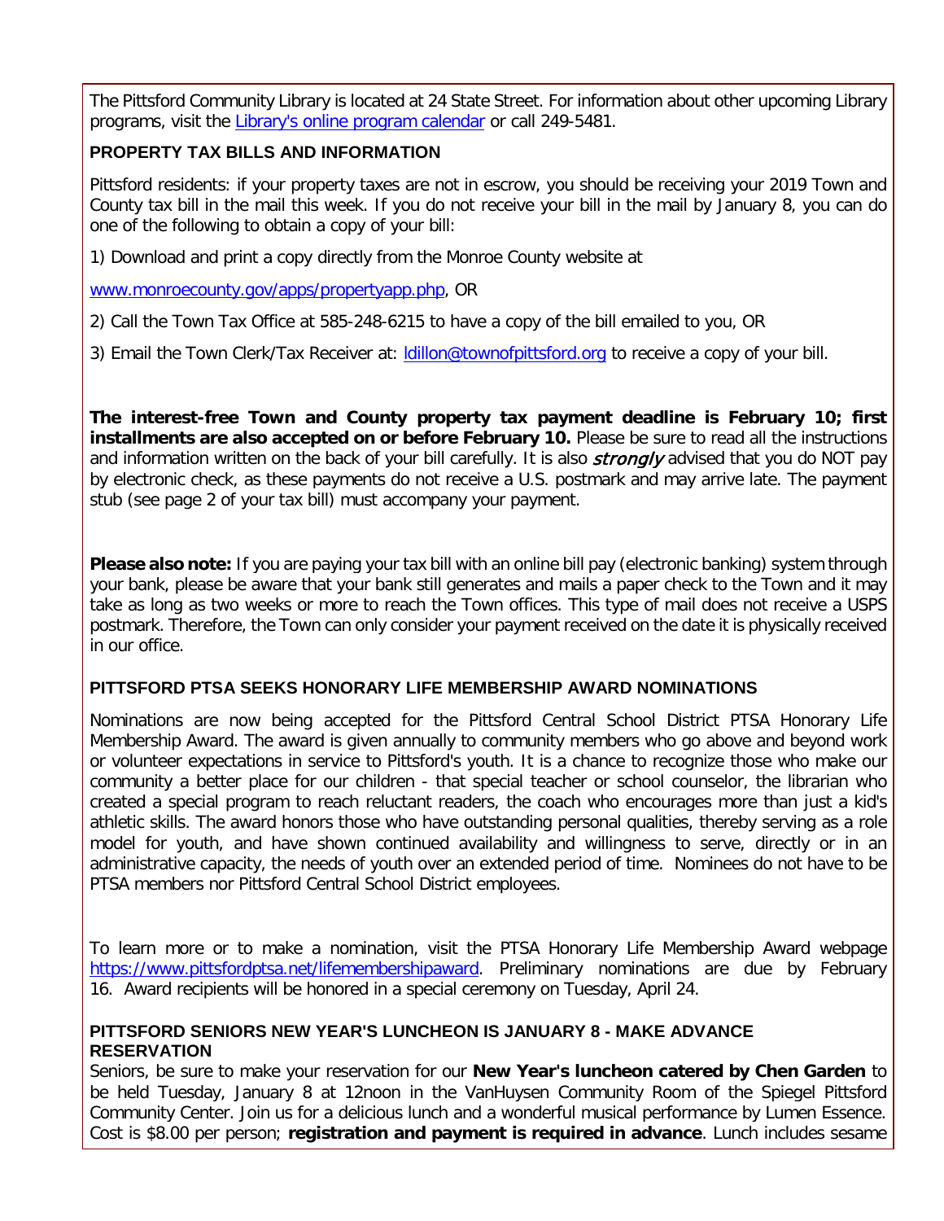The Pittsford Community Library is located at 24 State Street. For information about other upcoming Library programs, visit the [Library's online program calendar]() or call 249-5481.

## PROPERTY TAX BILLS AND INFORMATION

Pittsford residents: if your property taxes are not in escrow, you should be receiving your 2019 Town and County tax bill in the mail this week. If you do not receive your bill in the mail by January 8, you can do one of the following to obtain a copy of your bill:

1) Download and print a copy directly from the Monroe County website at

[www.monroecounty.gov/apps/propertyapp.php](www.monroecounty.gov/apps/propertyapp.php), OR

2) Call the Town Tax Office at 585-248-6215 to have a copy of the bill emailed to you, OR

3) Email the Town Clerk/Tax Receiver at: [ldillon@townofpittsford.org](mailto:ldillon@townofpittsford.org) to receive a copy of your bill.

**The interest-free Town and County property tax payment deadline is February 10; first installments are also accepted on or before February 10.** Please be sure to read all the instructions and information written on the back of your bill carefully. It is also *strongly* advised that you do NOT pay by electronic check, as these payments do not receive a U.S. postmark and may arrive late. The payment stub (see page 2 of your tax bill) must accompany your payment.

**Please also note:** If you are paying your tax bill with an online bill pay (electronic banking) system through your bank, please be aware that your bank still generates and mails a paper check to the Town and it may take as long as two weeks or more to reach the Town offices. This type of mail does not receive a USPS postmark. Therefore, the Town can only consider your payment received on the date it is physically received in our office.

## PITTSFORD PTSA SEEKS HONORARY LIFE MEMBERSHIP AWARD NOMINATIONS

Nominations are now being accepted for the Pittsford Central School District PTSA Honorary Life Membership Award. The award is given annually to community members who go above and beyond work or volunteer expectations in service to Pittsford's youth. It is a chance to recognize those who make our community a better place for our children - that special teacher or school counselor, the librarian who created a special program to reach reluctant readers, the coach who encourages more than just a kid's athletic skills. The award honors those who have outstanding personal qualities, thereby serving as a role model for youth, and have shown continued availability and willingness to serve, directly or in an administrative capacity, the needs of youth over an extended period of time. Nominees do not have to be PTSA members nor Pittsford Central School District employees.

To learn more or to make a nomination, visit the PTSA Honorary Life Membership Award webpage [https://www.pittsfordptsa.net/lifemembershipaward](https://www.pittsfordptsa.net/lifemembershipaward). Preliminary nominations are due by February 16. Award recipients will be honored in a special ceremony on Tuesday, April 24.

## PITTSFORD SENIORS NEW YEAR'S LUNCHEON IS JANUARY 8 - MAKE ADVANCE RESERVATION

Seniors, be sure to make your reservation for our **New Year's luncheon catered by Chen Garden** to be held Tuesday, January 8 at 12noon in the VanHuysen Community Room of the Spiegel Pittsford Community Center. Join us for a delicious lunch and a wonderful musical performance by Lumen Essence. Cost is $8.00 per person; **registration and payment is required in advance**. Lunch includes sesame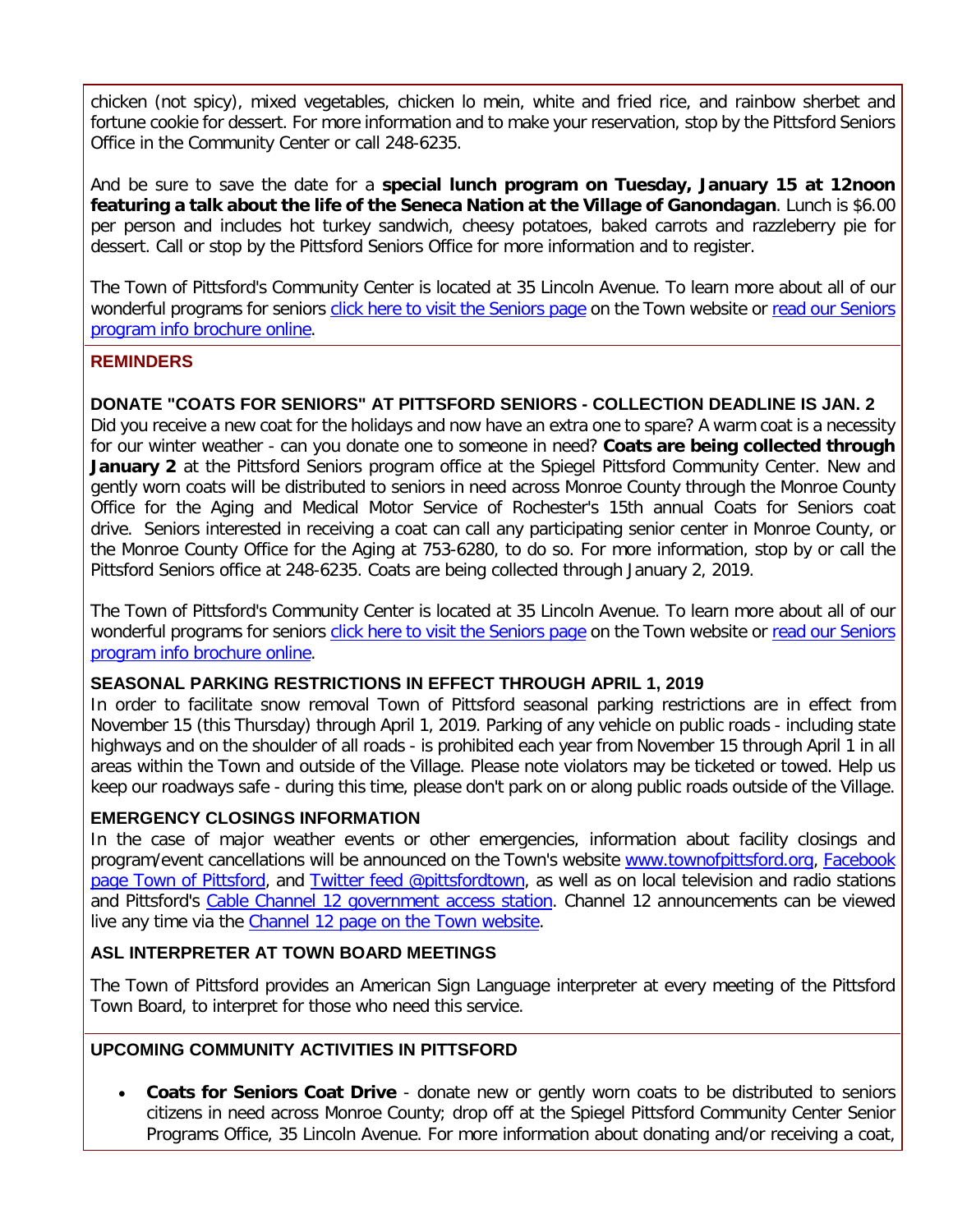chicken (not spicy), mixed vegetables, chicken lo mein, white and fried rice, and rainbow sherbet and fortune cookie for dessert. For more information and to make your reservation, stop by the Pittsford Seniors Office in the Community Center or call 248-6235.

And be sure to save the date for a **special lunch program on Tuesday, January 15 at 12noon featuring a talk about the life of the Seneca Nation at the Village of Ganondagan**. Lunch is $6.00 per person and includes hot turkey sandwich, cheesy potatoes, baked carrots and razzleberry pie for dessert. Call or stop by the Pittsford Seniors Office for more information and to register.

The Town of Pittsford's Community Center is located at 35 Lincoln Avenue. To learn more about all of our wonderful programs for seniors click here to visit the Seniors page on the Town website or read our Seniors program info brochure online.

## REMINDERS

### DONATE "COATS FOR SENIORS" AT PITTSFORD SENIORS - COLLECTION DEADLINE IS JAN. 2

Did you receive a new coat for the holidays and now have an extra one to spare? A warm coat is a necessity for our winter weather - can you donate one to someone in need? **Coats are being collected through January 2** at the Pittsford Seniors program office at the Spiegel Pittsford Community Center. New and gently worn coats will be distributed to seniors in need across Monroe County through the Monroe County Office for the Aging and Medical Motor Service of Rochester's 15th annual Coats for Seniors coat drive. Seniors interested in receiving a coat can call any participating senior center in Monroe County, or the Monroe County Office for the Aging at 753-6280, to do so. For more information, stop by or call the Pittsford Seniors office at 248-6235. Coats are being collected through January 2, 2019.

The Town of Pittsford's Community Center is located at 35 Lincoln Avenue. To learn more about all of our wonderful programs for seniors click here to visit the Seniors page on the Town website or read our Seniors program info brochure online.

### SEASONAL PARKING RESTRICTIONS IN EFFECT THROUGH APRIL 1, 2019

In order to facilitate snow removal Town of Pittsford seasonal parking restrictions are in effect from November 15 (this Thursday) through April 1, 2019. Parking of any vehicle on public roads - including state highways and on the shoulder of all roads - is prohibited each year from November 15 through April 1 in all areas within the Town and outside of the Village. Please note violators may be ticketed or towed. Help us keep our roadways safe - during this time, please don't park on or along public roads outside of the Village.

### EMERGENCY CLOSINGS INFORMATION

In the case of major weather events or other emergencies, information about facility closings and program/event cancellations will be announced on the Town's website www.townofpittsford.org, Facebook page Town of Pittsford, and Twitter feed @pittsfordtown, as well as on local television and radio stations and Pittsford's Cable Channel 12 government access station. Channel 12 announcements can be viewed live any time via the Channel 12 page on the Town website.

### ASL INTERPRETER AT TOWN BOARD MEETINGS

The Town of Pittsford provides an American Sign Language interpreter at every meeting of the Pittsford Town Board, to interpret for those who need this service.

## UPCOMING COMMUNITY ACTIVITIES IN PITTSFORD

- **Coats for Seniors Coat Drive** - donate new or gently worn coats to be distributed to seniors citizens in need across Monroe County; drop off at the Spiegel Pittsford Community Center Senior Programs Office, 35 Lincoln Avenue. For more information about donating and/or receiving a coat,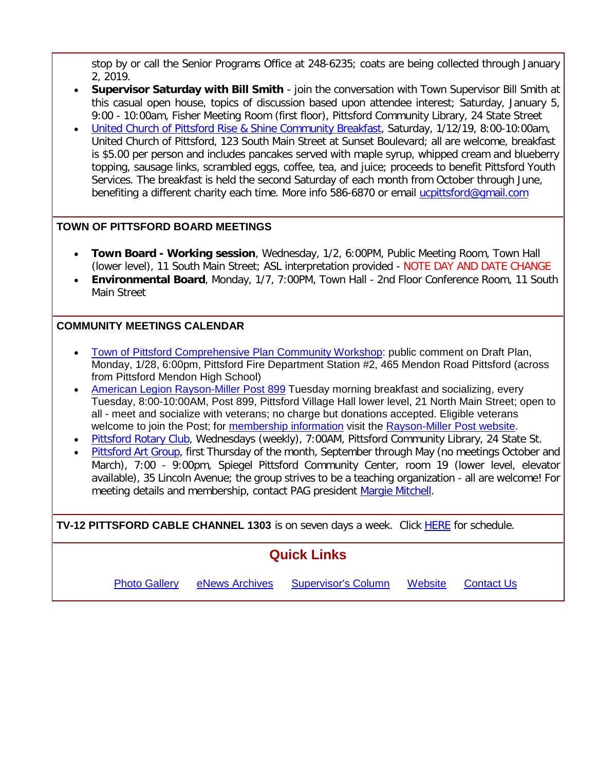stop by or call the Senior Programs Office at 248-6235; coats are being collected through January 2, 2019.

- **Supervisor Saturday with Bill Smith** - join the conversation with Town Supervisor Bill Smith at this casual open house, topics of discussion based upon attendee interest; Saturday, January 5, 9:00 - 10:00am, Fisher Meeting Room (first floor), Pittsford Community Library, 24 State Street
- United Church of Pittsford Rise & Shine Community Breakfast, Saturday, 1/12/19, 8:00-10:00am, United Church of Pittsford, 123 South Main Street at Sunset Boulevard; all are welcome, breakfast is $5.00 per person and includes pancakes served with maple syrup, whipped cream and blueberry topping, sausage links, scrambled eggs, coffee, tea, and juice; proceeds to benefit Pittsford Youth Services. The breakfast is held the second Saturday of each month from October through June, benefiting a different charity each time. More info 586-6870 or email ucpittsford@gmail.com

**TOWN OF PITTSFORD BOARD MEETINGS**

- **Town Board - Working session**, Wednesday, 1/2, 6:00PM, Public Meeting Room, Town Hall (lower level), 11 South Main Street; ASL interpretation provided - NOTE DAY AND DATE CHANGE
- **Environmental Board**, Monday, 1/7, 7:00PM, Town Hall - 2nd Floor Conference Room, 11 South Main Street

**COMMUNITY MEETINGS CALENDAR**

- Town of Pittsford Comprehensive Plan Community Workshop: public comment on Draft Plan, Monday, 1/28, 6:00pm, Pittsford Fire Department Station #2, 465 Mendon Road Pittsford (across from Pittsford Mendon High School)
- American Legion Rayson-Miller Post 899 Tuesday morning breakfast and socializing, every Tuesday, 8:00-10:00AM, Post 899, Pittsford Village Hall lower level, 21 North Main Street; open to all - meet and socialize with veterans; no charge but donations accepted. Eligible veterans welcome to join the Post; for membership information visit the Rayson-Miller Post website.
- Pittsford Rotary Club, Wednesdays (weekly), 7:00AM, Pittsford Community Library, 24 State St.
- Pittsford Art Group, first Thursday of the month, September through May (no meetings October and March), 7:00 - 9:00pm, Spiegel Pittsford Community Center, room 19 (lower level, elevator available), 35 Lincoln Avenue; the group strives to be a teaching organization - all are welcome! For meeting details and membership, contact PAG president Margie Mitchell.

**TV-12 PITTSFORD CABLE CHANNEL 1303** is on seven days a week. Click HERE for schedule.

## Quick Links

Photo Gallery    eNews Archives    Supervisor's Column    Website    Contact Us